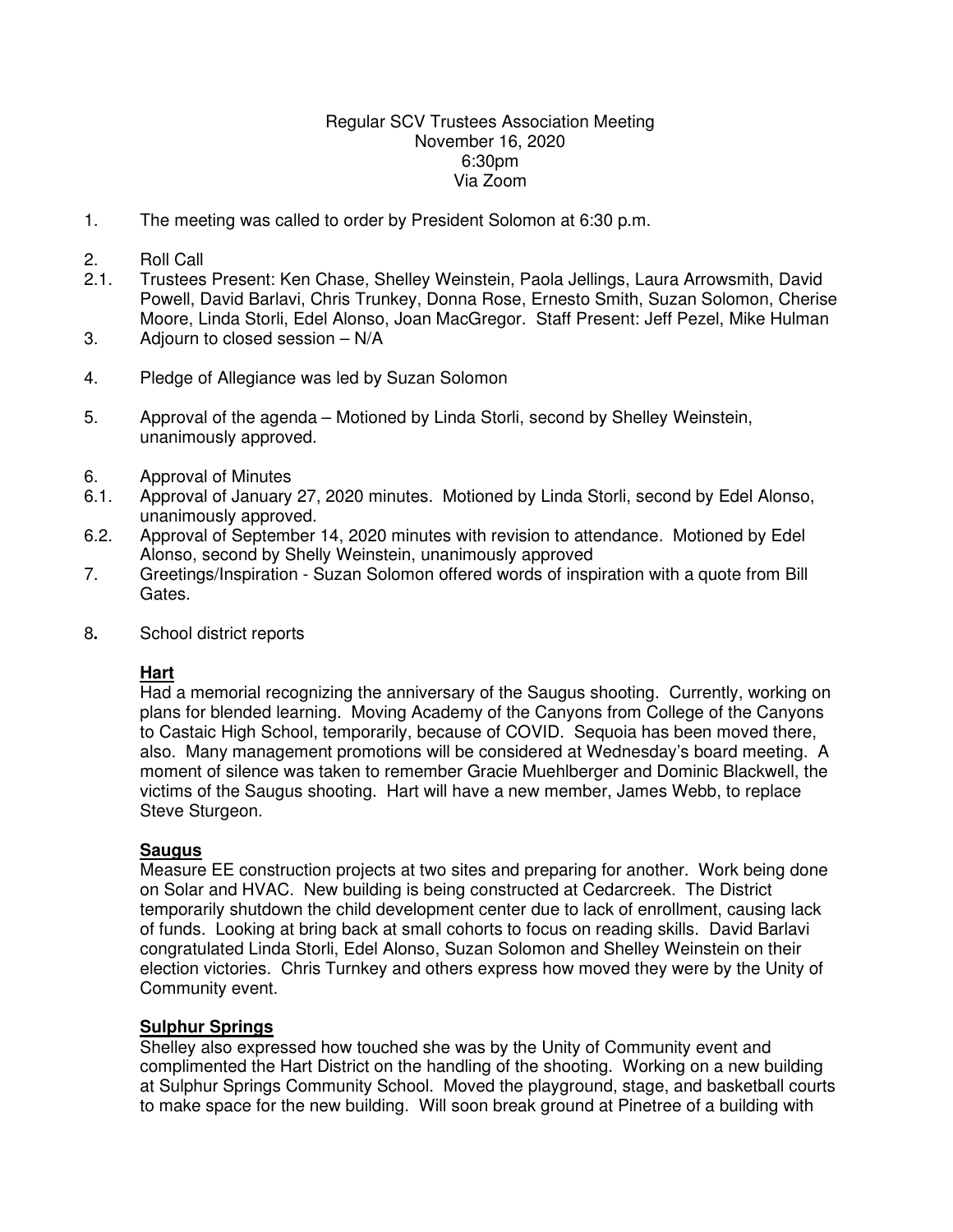Regular SCV Trustees Association Meeting
November 16, 2020
6:30pm
Via Zoom

1. The meeting was called to order by President Solomon at 6:30 p.m.

2. Roll Call
2.1. Trustees Present: Ken Chase, Shelley Weinstein, Paola Jellings, Laura Arrowsmith, David Powell, David Barlavi, Chris Trunkey, Donna Rose, Ernesto Smith, Suzan Solomon, Cherise Moore, Linda Storli, Edel Alonso, Joan MacGregor. Staff Present: Jeff Pezel, Mike Hulman
3. Adjourn to closed session – N/A

4. Pledge of Allegiance was led by Suzan Solomon

5. Approval of the agenda – Motioned by Linda Storli, second by Shelley Weinstein, unanimously approved.

6. Approval of Minutes
6.1. Approval of January 27, 2020 minutes. Motioned by Linda Storli, second by Edel Alonso, unanimously approved.
6.2. Approval of September 14, 2020 minutes with revision to attendance. Motioned by Edel Alonso, second by Shelly Weinstein, unanimously approved
7. Greetings/Inspiration - Suzan Solomon offered words of inspiration with a quote from Bill Gates.

8. School district reports

**Hart**
Had a memorial recognizing the anniversary of the Saugus shooting. Currently, working on plans for blended learning. Moving Academy of the Canyons from College of the Canyons to Castaic High School, temporarily, because of COVID. Sequoia has been moved there, also. Many management promotions will be considered at Wednesday's board meeting. A moment of silence was taken to remember Gracie Muehlberger and Dominic Blackwell, the victims of the Saugus shooting. Hart will have a new member, James Webb, to replace Steve Sturgeon.

**Saugus**
Measure EE construction projects at two sites and preparing for another. Work being done on Solar and HVAC. New building is being constructed at Cedarcreek. The District temporarily shutdown the child development center due to lack of enrollment, causing lack of funds. Looking at bring back at small cohorts to focus on reading skills. David Barlavi congratulated Linda Storli, Edel Alonso, Suzan Solomon and Shelley Weinstein on their election victories. Chris Turnkey and others express how moved they were by the Unity of Community event.

**Sulphur Springs**
Shelley also expressed how touched she was by the Unity of Community event and complimented the Hart District on the handling of the shooting. Working on a new building at Sulphur Springs Community School. Moved the playground, stage, and basketball courts to make space for the new building. Will soon break ground at Pinetree of a building with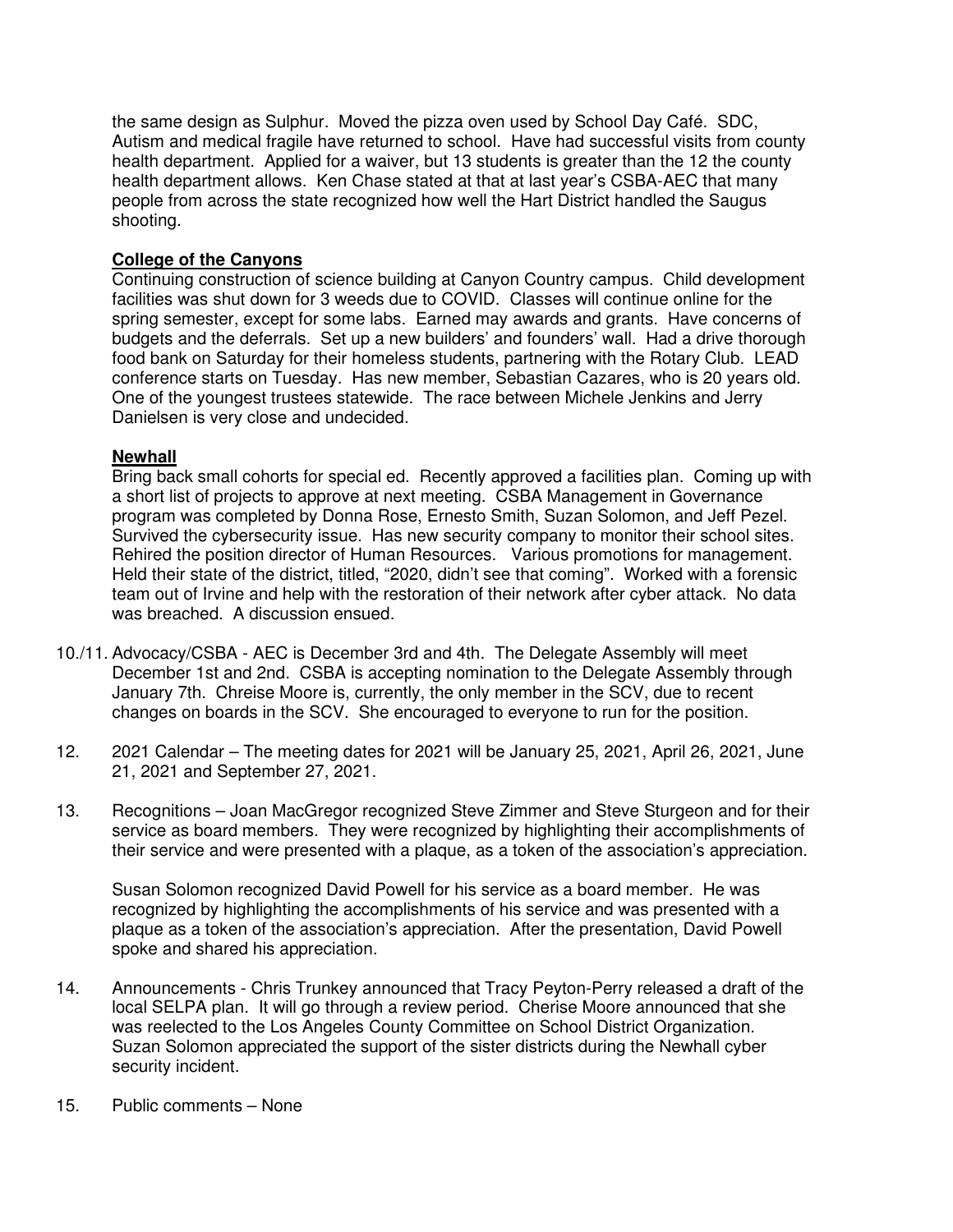the same design as Sulphur. Moved the pizza oven used by School Day Café. SDC, Autism and medical fragile have returned to school. Have had successful visits from county health department. Applied for a waiver, but 13 students is greater than the 12 the county health department allows. Ken Chase stated at that at last year's CSBA-AEC that many people from across the state recognized how well the Hart District handled the Saugus shooting.

**College of the Canyons**

Continuing construction of science building at Canyon Country campus. Child development facilities was shut down for 3 weeds due to COVID. Classes will continue online for the spring semester, except for some labs. Earned may awards and grants. Have concerns of budgets and the deferrals. Set up a new builders' and founders' wall. Had a drive thorough food bank on Saturday for their homeless students, partnering with the Rotary Club. LEAD conference starts on Tuesday. Has new member, Sebastian Cazares, who is 20 years old. One of the youngest trustees statewide. The race between Michele Jenkins and Jerry Danielsen is very close and undecided.

**Newhall**

Bring back small cohorts for special ed. Recently approved a facilities plan. Coming up with a short list of projects to approve at next meeting. CSBA Management in Governance program was completed by Donna Rose, Ernesto Smith, Suzan Solomon, and Jeff Pezel. Survived the cybersecurity issue. Has new security company to monitor their school sites. Rehired the position director of Human Resources. Various promotions for management. Held their state of the district, titled, "2020, didn't see that coming". Worked with a forensic team out of Irvine and help with the restoration of their network after cyber attack. No data was breached. A discussion ensued.

10./11. Advocacy/CSBA - AEC is December 3rd and 4th. The Delegate Assembly will meet December 1st and 2nd. CSBA is accepting nomination to the Delegate Assembly through January 7th. Chreise Moore is, currently, the only member in the SCV, due to recent changes on boards in the SCV. She encouraged to everyone to run for the position.

12. 2021 Calendar – The meeting dates for 2021 will be January 25, 2021, April 26, 2021, June 21, 2021 and September 27, 2021.

13. Recognitions – Joan MacGregor recognized Steve Zimmer and Steve Sturgeon and for their service as board members. They were recognized by highlighting their accomplishments of their service and were presented with a plaque, as a token of the association's appreciation.

    Susan Solomon recognized David Powell for his service as a board member. He was recognized by highlighting the accomplishments of his service and was presented with a plaque as a token of the association's appreciation. After the presentation, David Powell spoke and shared his appreciation.

14. Announcements - Chris Trunkey announced that Tracy Peyton-Perry released a draft of the local SELPA plan. It will go through a review period. Cherise Moore announced that she was reelected to the Los Angeles County Committee on School District Organization. Suzan Solomon appreciated the support of the sister districts during the Newhall cyber security incident.

15. Public comments – None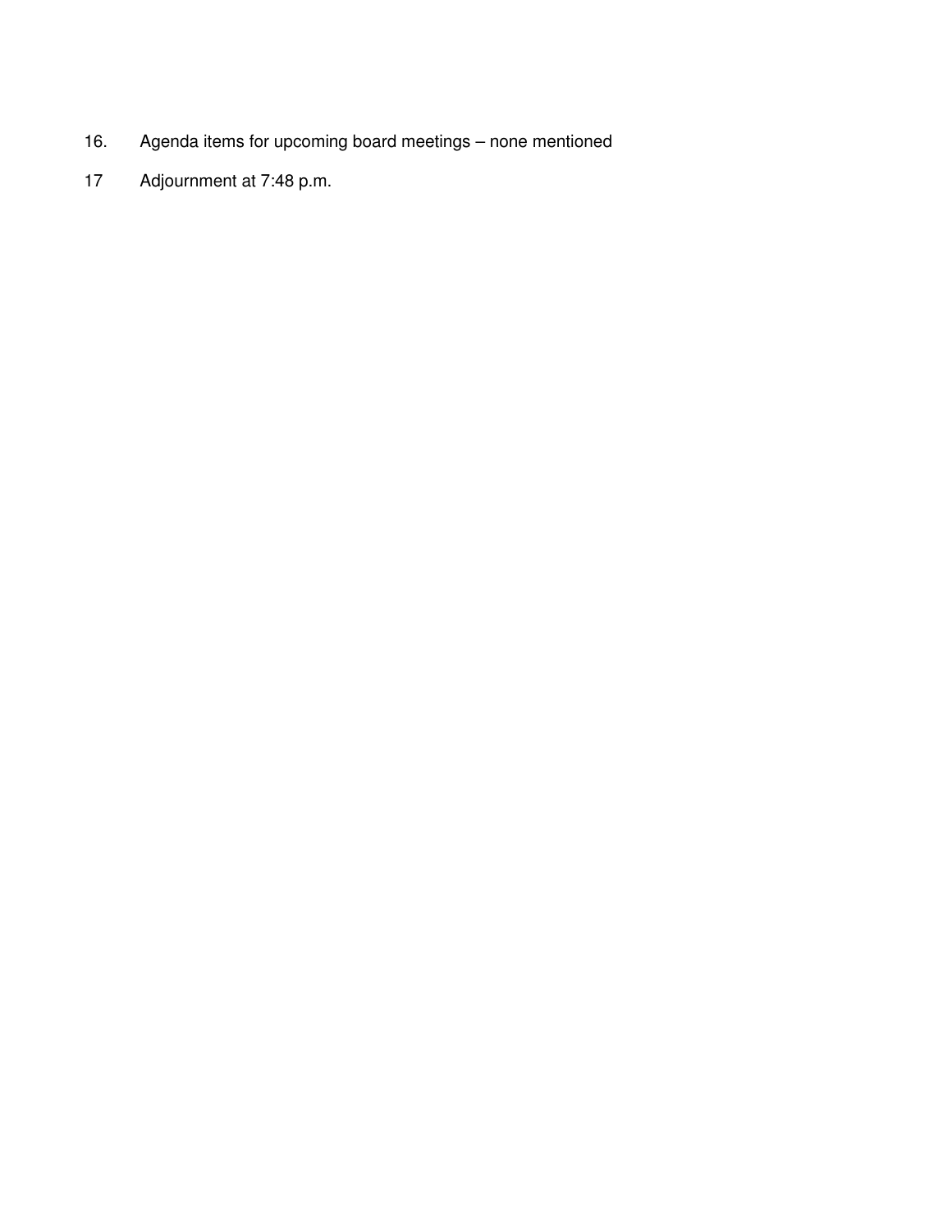16. Agenda items for upcoming board meetings – none mentioned

17 Adjournment at 7:48 p.m.